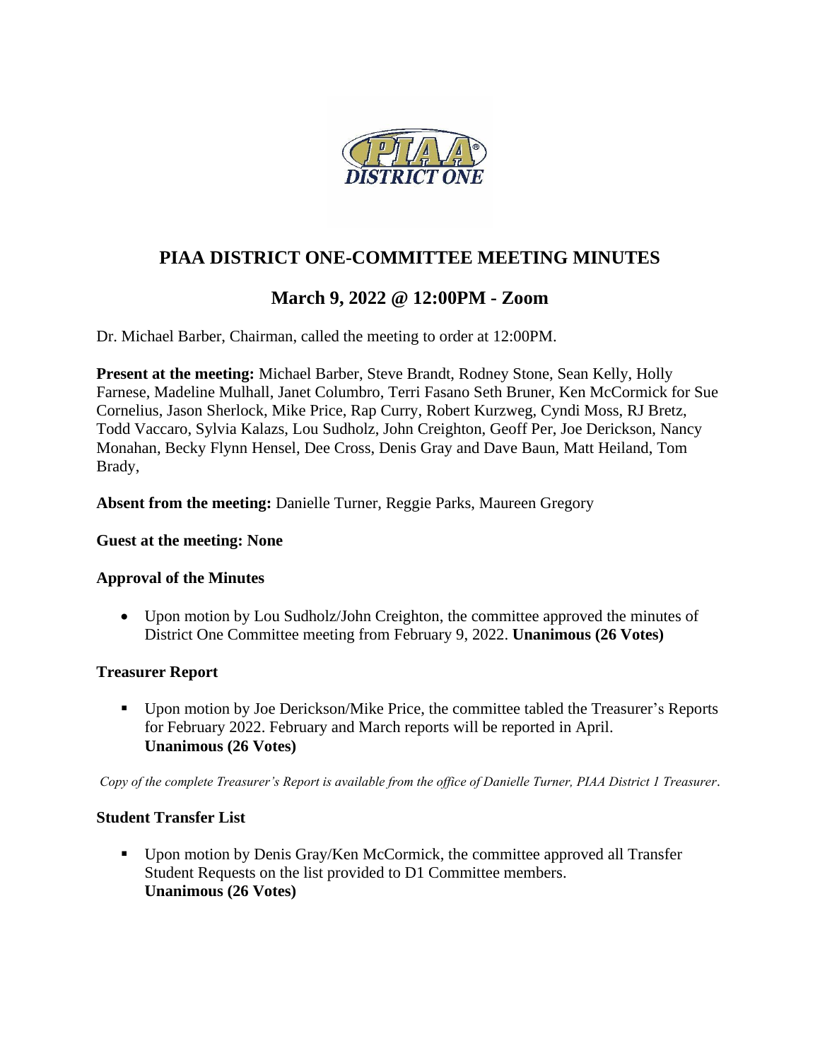# PIAA DISTRICT ONE-COMMITTEE MEETING MINUTES

## March 9, 2022 @ 12:00PM - Zoom

Dr. Michael Barber, Chairman, called the meeting to order at 12:00PM.

**Present at the meeting:** Michael Barber, Steve Brandt, Rodney Stone, Sean Kelly, Holly Farnese, Madeline Mulhall, Janet Columbro, Terri Fasano Seth Bruner, Ken McCormick for Sue Cornelius, Jason Sherlock, Mike Price, Rap Curry, Robert Kurzweg, Cyndi Moss, RJ Bretz, Todd Vaccaro, Sylvia Kalazs, Lou Sudholz, John Creighton, Geoff Per, Joe Derickson, Nancy Monahan, Becky Flynn Hensel, Dee Cross, Denis Gray and Dave Baun, Matt Heiland, Tom Brady,

**Absent from the meeting:** Danielle Turner, Reggie Parks, Maureen Gregory

**Guest at the meeting: None**

**Approval of the Minutes**

- Upon motion by Lou Sudholz/John Creighton, the committee approved the minutes of District One Committee meeting from February 9, 2022. **Unanimous (26 Votes)**

**Treasurer Report**

- Upon motion by Joe Derickson/Mike Price, the committee tabled the Treasurer's Reports for February 2022. February and March reports will be reported in April. **Unanimous (26 Votes)**

*Copy of the complete Treasurer's Report is available from the office of Danielle Turner, PIAA District 1 Treasurer.*

**Student Transfer List**

- Upon motion by Denis Gray/Ken McCormick, the committee approved all Transfer Student Requests on the list provided to D1 Committee members. **Unanimous (26 Votes)**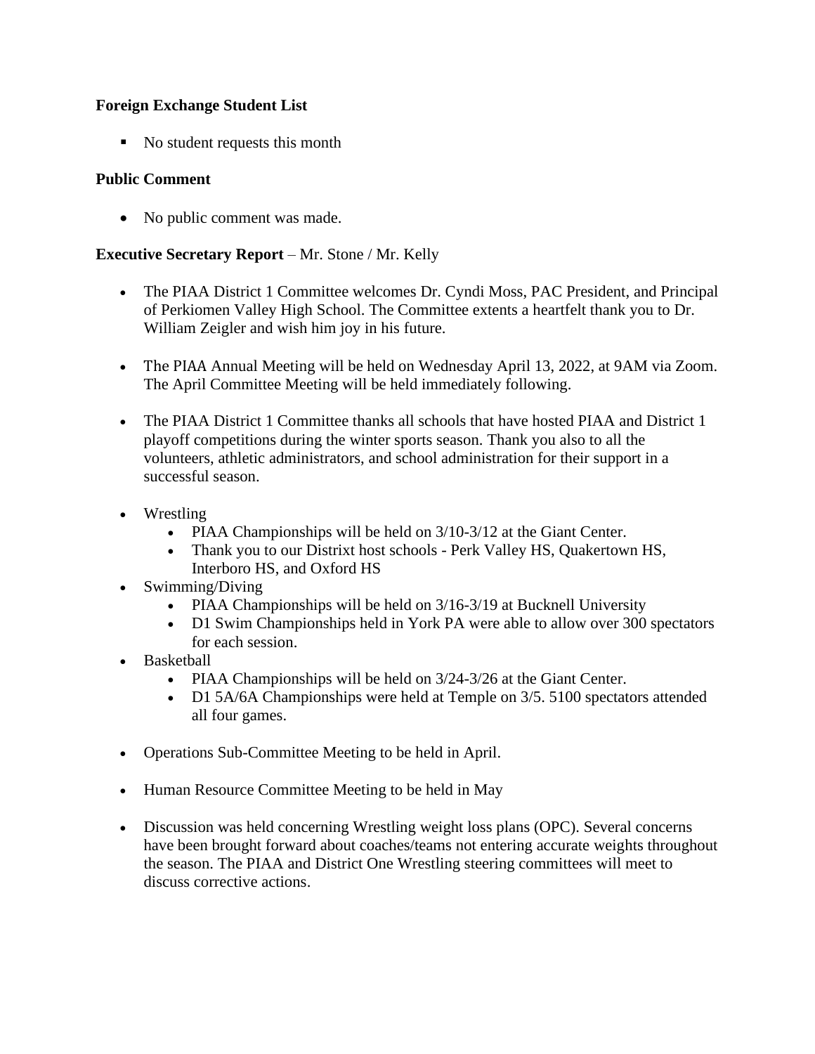**Foreign Exchange Student List**

- No student requests this month

**Public Comment**

- No public comment was made.

**Executive Secretary Report** – Mr. Stone / Mr. Kelly

- The PIAA District 1 Committee welcomes Dr. Cyndi Moss, PAC President, and Principal of Perkiomen Valley High School. The Committee extents a heartfelt thank you to Dr. William Zeigler and wish him joy in his future.

- The PIAA Annual Meeting will be held on Wednesday April 13, 2022, at 9AM via Zoom. The April Committee Meeting will be held immediately following.

- The PIAA District 1 Committee thanks all schools that have hosted PIAA and District 1 playoff competitions during the winter sports season. Thank you also to all the volunteers, athletic administrators, and school administration for their support in a successful season.

- Wrestling
    - PIAA Championships will be held on 3/10-3/12 at the Giant Center.
    - Thank you to our Distrixt host schools - Perk Valley HS, Quakertown HS, Interboro HS, and Oxford HS
- Swimming/Diving
    - PIAA Championships will be held on 3/16-3/19 at Bucknell University
    - D1 Swim Championships held in York PA were able to allow over 300 spectators for each session.
- Basketball
    - PIAA Championships will be held on 3/24-3/26 at the Giant Center.
    - D1 5A/6A Championships were held at Temple on 3/5. 5100 spectators attended all four games.

- Operations Sub-Committee Meeting to be held in April.

- Human Resource Committee Meeting to be held in May

- Discussion was held concerning Wrestling weight loss plans (OPC). Several concerns have been brought forward about coaches/teams not entering accurate weights throughout the season. The PIAA and District One Wrestling steering committees will meet to discuss corrective actions.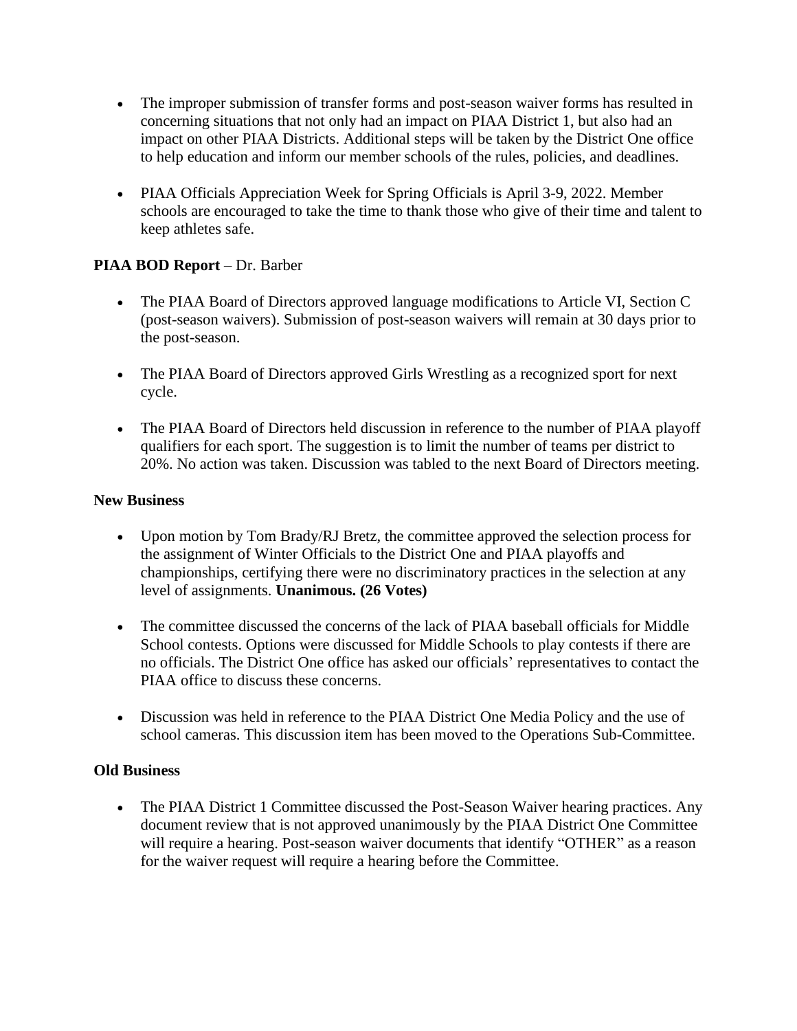- The improper submission of transfer forms and post-season waiver forms has resulted in concerning situations that not only had an impact on PIAA District 1, but also had an impact on other PIAA Districts. Additional steps will be taken by the District One office to help education and inform our member schools of the rules, policies, and deadlines.

- PIAA Officials Appreciation Week for Spring Officials is April 3-9, 2022. Member schools are encouraged to take the time to thank those who give of their time and talent to keep athletes safe.

**PIAA BOD Report** – Dr. Barber

- The PIAA Board of Directors approved language modifications to Article VI, Section C (post-season waivers). Submission of post-season waivers will remain at 30 days prior to the post-season.

- The PIAA Board of Directors approved Girls Wrestling as a recognized sport for next cycle.

- The PIAA Board of Directors held discussion in reference to the number of PIAA playoff qualifiers for each sport. The suggestion is to limit the number of teams per district to 20%. No action was taken. Discussion was tabled to the next Board of Directors meeting.

**New Business**

- Upon motion by Tom Brady/RJ Bretz, the committee approved the selection process for the assignment of Winter Officials to the District One and PIAA playoffs and championships, certifying there were no discriminatory practices in the selection at any level of assignments. **Unanimous. (26 Votes)**

- The committee discussed the concerns of the lack of PIAA baseball officials for Middle School contests. Options were discussed for Middle Schools to play contests if there are no officials. The District One office has asked our officials' representatives to contact the PIAA office to discuss these concerns.

- Discussion was held in reference to the PIAA District One Media Policy and the use of school cameras. This discussion item has been moved to the Operations Sub-Committee.

**Old Business**

- The PIAA District 1 Committee discussed the Post-Season Waiver hearing practices. Any document review that is not approved unanimously by the PIAA District One Committee will require a hearing. Post-season waiver documents that identify "OTHER" as a reason for the waiver request will require a hearing before the Committee.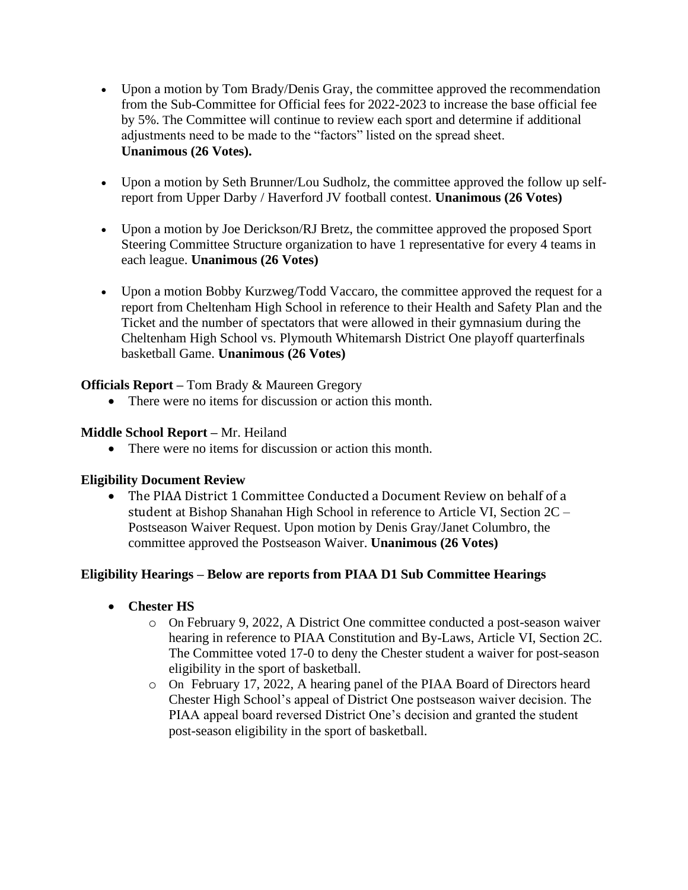- Upon a motion by Tom Brady/Denis Gray, the committee approved the recommendation from the Sub-Committee for Official fees for 2022-2023 to increase the base official fee by 5%. The Committee will continue to review each sport and determine if additional adjustments need to be made to the "factors" listed on the spread sheet. **Unanimous (26 Votes).**

- Upon a motion by Seth Brunner/Lou Sudholz, the committee approved the follow up self-report from Upper Darby / Haverford JV football contest. **Unanimous (26 Votes)**

- Upon a motion by Joe Derickson/RJ Bretz, the committee approved the proposed Sport Steering Committee Structure organization to have 1 representative for every 4 teams in each league. **Unanimous (26 Votes)**

- Upon a motion Bobby Kurzweg/Todd Vaccaro, the committee approved the request for a report from Cheltenham High School in reference to their Health and Safety Plan and the Ticket and the number of spectators that were allowed in their gymnasium during the Cheltenham High School vs. Plymouth Whitemarsh District One playoff quarterfinals basketball Game. **Unanimous (26 Votes)**

**Officials Report –** Tom Brady & Maureen Gregory

- There were no items for discussion or action this month.

**Middle School Report –** Mr. Heiland

- There were no items for discussion or action this month.

**Eligibility Document Review**

- The PIAA District 1 Committee Conducted a Document Review on behalf of a student at Bishop Shanahan High School in reference to Article VI, Section 2C – Postseason Waiver Request. Upon motion by Denis Gray/Janet Columbro, the committee approved the Postseason Waiver. **Unanimous (26 Votes)**

**Eligibility Hearings – Below are reports from PIAA D1 Sub Committee Hearings**

- **Chester HS**
  - On February 9, 2022, A District One committee conducted a post-season waiver hearing in reference to PIAA Constitution and By-Laws, Article VI, Section 2C. The Committee voted 17-0 to deny the Chester student a waiver for post-season eligibility in the sport of basketball.
  - On February 17, 2022, A hearing panel of the PIAA Board of Directors heard Chester High School's appeal of District One postseason waiver decision. The PIAA appeal board reversed District One's decision and granted the student post-season eligibility in the sport of basketball.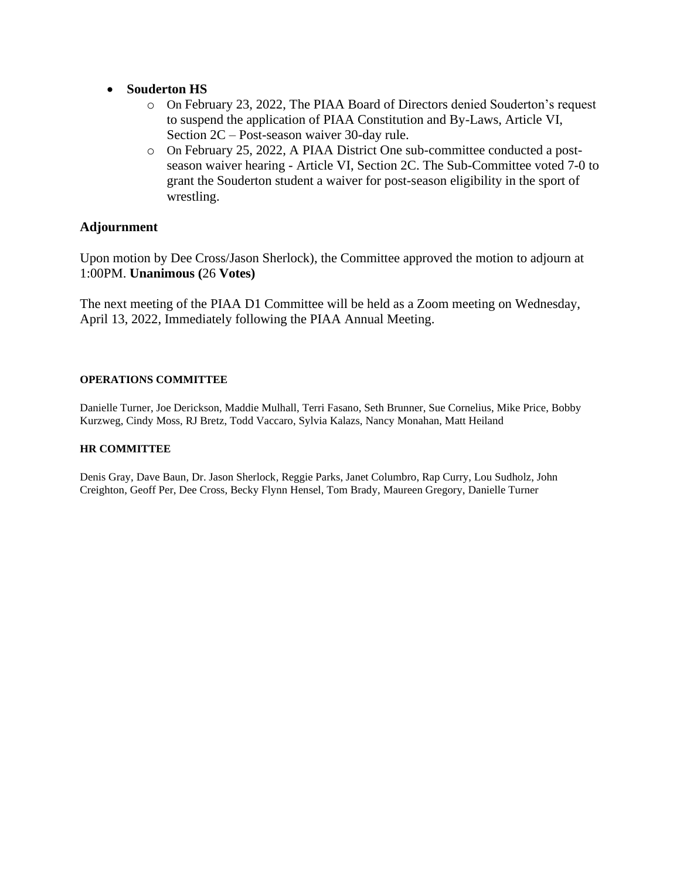- **Souderton HS**
  - On February 23, 2022, The PIAA Board of Directors denied Souderton's request to suspend the application of PIAA Constitution and By-Laws, Article VI, Section 2C – Post-season waiver 30-day rule.
  - On February 25, 2022, A PIAA District One sub-committee conducted a post-season waiver hearing - Article VI, Section 2C. The Sub-Committee voted 7-0 to grant the Souderton student a waiver for post-season eligibility in the sport of wrestling.

### Adjournment

Upon motion by Dee Cross/Jason Sherlock), the Committee approved the motion to adjourn at 1:00PM. **Unanimous (**26 **Votes)**

The next meeting of the PIAA D1 Committee will be held as a Zoom meeting on Wednesday, April 13, 2022, Immediately following the PIAA Annual Meeting.

#### OPERATIONS COMMITTEE

Danielle Turner, Joe Derickson, Maddie Mulhall, Terri Fasano, Seth Brunner, Sue Cornelius, Mike Price, Bobby Kurzweg, Cindy Moss, RJ Bretz, Todd Vaccaro, Sylvia Kalazs, Nancy Monahan, Matt Heiland

#### HR COMMITTEE

Denis Gray, Dave Baun, Dr. Jason Sherlock, Reggie Parks, Janet Columbro, Rap Curry, Lou Sudholz, John Creighton, Geoff Per, Dee Cross, Becky Flynn Hensel, Tom Brady, Maureen Gregory, Danielle Turner